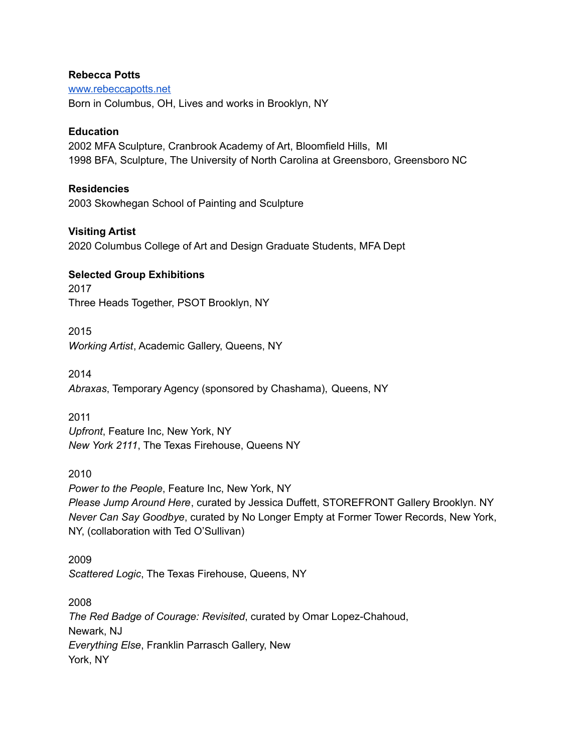**Rebecca Potts**
[www.rebeccapotts.net](http://www.rebeccapotts.net)
Born in Columbus, OH, Lives and works in Brooklyn, NY

**Education**
2002 MFA Sculpture, Cranbrook Academy of Art, Bloomfield Hills, MI
1998 BFA, Sculpture, The University of North Carolina at Greensboro, Greensboro NC

**Residencies**
2003 Skowhegan School of Painting and Sculpture

**Visiting Artist**
2020 Columbus College of Art and Design Graduate Students, MFA Dept

**Selected Group Exhibitions**
2017
Three Heads Together, PSOT Brooklyn, NY

2015
*Working Artist*, Academic Gallery, Queens, NY

2014
*Abraxas*, Temporary Agency (sponsored by Chashama), Queens, NY

2011
*Upfront*, Feature Inc, New York, NY
*New York 2111*, The Texas Firehouse, Queens NY

2010
*Power to the People*, Feature Inc, New York, NY
*Please Jump Around Here*, curated by Jessica Duffett, STOREFRONT Gallery Brooklyn. NY
*Never Can Say Goodbye*, curated by No Longer Empty at Former Tower Records, New York, NY, (collaboration with Ted O'Sullivan)

2009
*Scattered Logic*, The Texas Firehouse, Queens, NY

2008
*The Red Badge of Courage: Revisited*, curated by Omar Lopez-Chahoud, Newark, NJ
*Everything Else*, Franklin Parrasch Gallery, New York, NY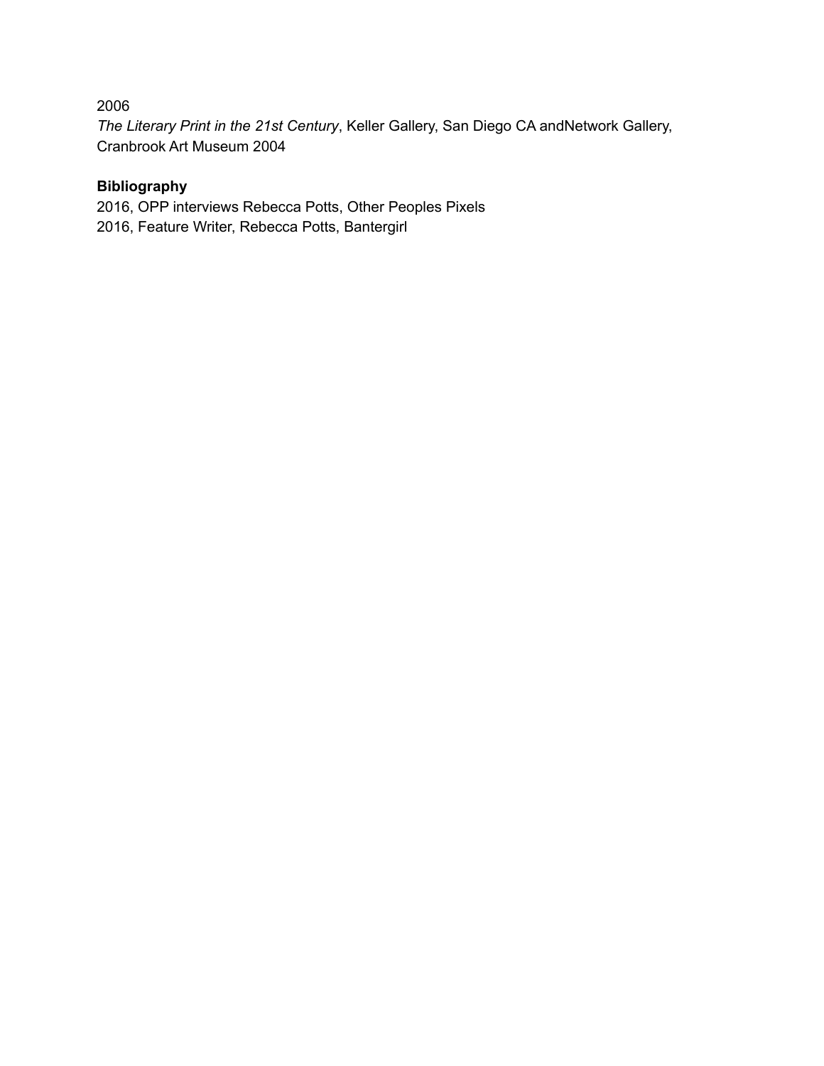2006
*The Literary Print in the 21st Century*, Keller Gallery, San Diego CA andNetwork Gallery, Cranbrook Art Museum 2004

**Bibliography**

2016, OPP interviews Rebecca Potts, Other Peoples Pixels
2016, Feature Writer, Rebecca Potts, Bantergirl